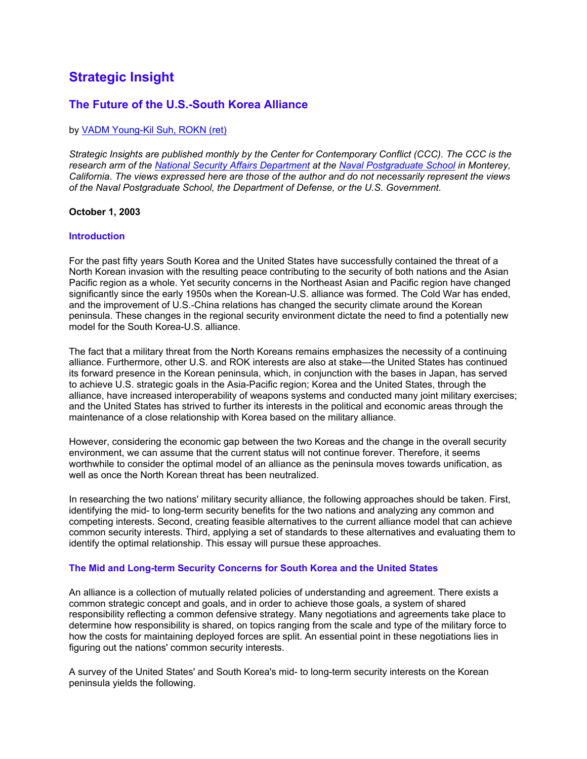# Strategic Insight

## The Future of the U.S.-South Korea Alliance

by VADM Young-Kil Suh, ROKN (ret)

*Strategic Insights are published monthly by the Center for Contemporary Conflict (CCC). The CCC is the research arm of the National Security Affairs Department at the Naval Postgraduate School in Monterey, California. The views expressed here are those of the author and do not necessarily represent the views of the Naval Postgraduate School, the Department of Defense, or the U.S. Government.*

**October 1, 2003**

### Introduction

For the past fifty years South Korea and the United States have successfully contained the threat of a North Korean invasion with the resulting peace contributing to the security of both nations and the Asian Pacific region as a whole. Yet security concerns in the Northeast Asian and Pacific region have changed significantly since the early 1950s when the Korean-U.S. alliance was formed. The Cold War has ended, and the improvement of U.S.-China relations has changed the security climate around the Korean peninsula. These changes in the regional security environment dictate the need to find a potentially new model for the South Korea-U.S. alliance.

The fact that a military threat from the North Koreans remains emphasizes the necessity of a continuing alliance. Furthermore, other U.S. and ROK interests are also at stake—the United States has continued its forward presence in the Korean peninsula, which, in conjunction with the bases in Japan, has served to achieve U.S. strategic goals in the Asia-Pacific region; Korea and the United States, through the alliance, have increased interoperability of weapons systems and conducted many joint military exercises; and the United States has strived to further its interests in the political and economic areas through the maintenance of a close relationship with Korea based on the military alliance.

However, considering the economic gap between the two Koreas and the change in the overall security environment, we can assume that the current status will not continue forever. Therefore, it seems worthwhile to consider the optimal model of an alliance as the peninsula moves towards unification, as well as once the North Korean threat has been neutralized.

In researching the two nations' military security alliance, the following approaches should be taken. First, identifying the mid- to long-term security benefits for the two nations and analyzing any common and competing interests. Second, creating feasible alternatives to the current alliance model that can achieve common security interests. Third, applying a set of standards to these alternatives and evaluating them to identify the optimal relationship. This essay will pursue these approaches.

### The Mid and Long-term Security Concerns for South Korea and the United States

An alliance is a collection of mutually related policies of understanding and agreement. There exists a common strategic concept and goals, and in order to achieve those goals, a system of shared responsibility reflecting a common defensive strategy. Many negotiations and agreements take place to determine how responsibility is shared, on topics ranging from the scale and type of the military force to how the costs for maintaining deployed forces are split. An essential point in these negotiations lies in figuring out the nations' common security interests.

A survey of the United States' and South Korea's mid- to long-term security interests on the Korean peninsula yields the following.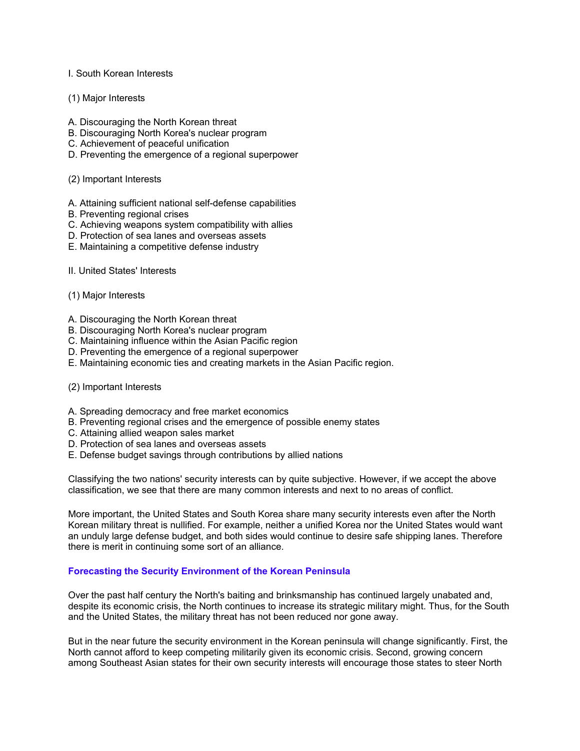I. South Korean Interests

(1) Major Interests

A. Discouraging the North Korean threat
B. Discouraging North Korea's nuclear program
C. Achievement of peaceful unification
D. Preventing the emergence of a regional superpower

(2) Important Interests

A. Attaining sufficient national self-defense capabilities
B. Preventing regional crises
C. Achieving weapons system compatibility with allies
D. Protection of sea lanes and overseas assets
E. Maintaining a competitive defense industry

II. United States' Interests

(1) Major Interests

A. Discouraging the North Korean threat
B. Discouraging North Korea's nuclear program
C. Maintaining influence within the Asian Pacific region
D. Preventing the emergence of a regional superpower
E. Maintaining economic ties and creating markets in the Asian Pacific region.

(2) Important Interests

A. Spreading democracy and free market economics
B. Preventing regional crises and the emergence of possible enemy states
C. Attaining allied weapon sales market
D. Protection of sea lanes and overseas assets
E. Defense budget savings through contributions by allied nations

Classifying the two nations' security interests can by quite subjective. However, if we accept the above classification, we see that there are many common interests and next to no areas of conflict.

More important, the United States and South Korea share many security interests even after the North Korean military threat is nullified. For example, neither a unified Korea nor the United States would want an unduly large defense budget, and both sides would continue to desire safe shipping lanes. Therefore there is merit in continuing some sort of an alliance.

## Forecasting the Security Environment of the Korean Peninsula

Over the past half century the North's baiting and brinksmanship has continued largely unabated and, despite its economic crisis, the North continues to increase its strategic military might. Thus, for the South and the United States, the military threat has not been reduced nor gone away.

But in the near future the security environment in the Korean peninsula will change significantly. First, the North cannot afford to keep competing militarily given its economic crisis. Second, growing concern among Southeast Asian states for their own security interests will encourage those states to steer North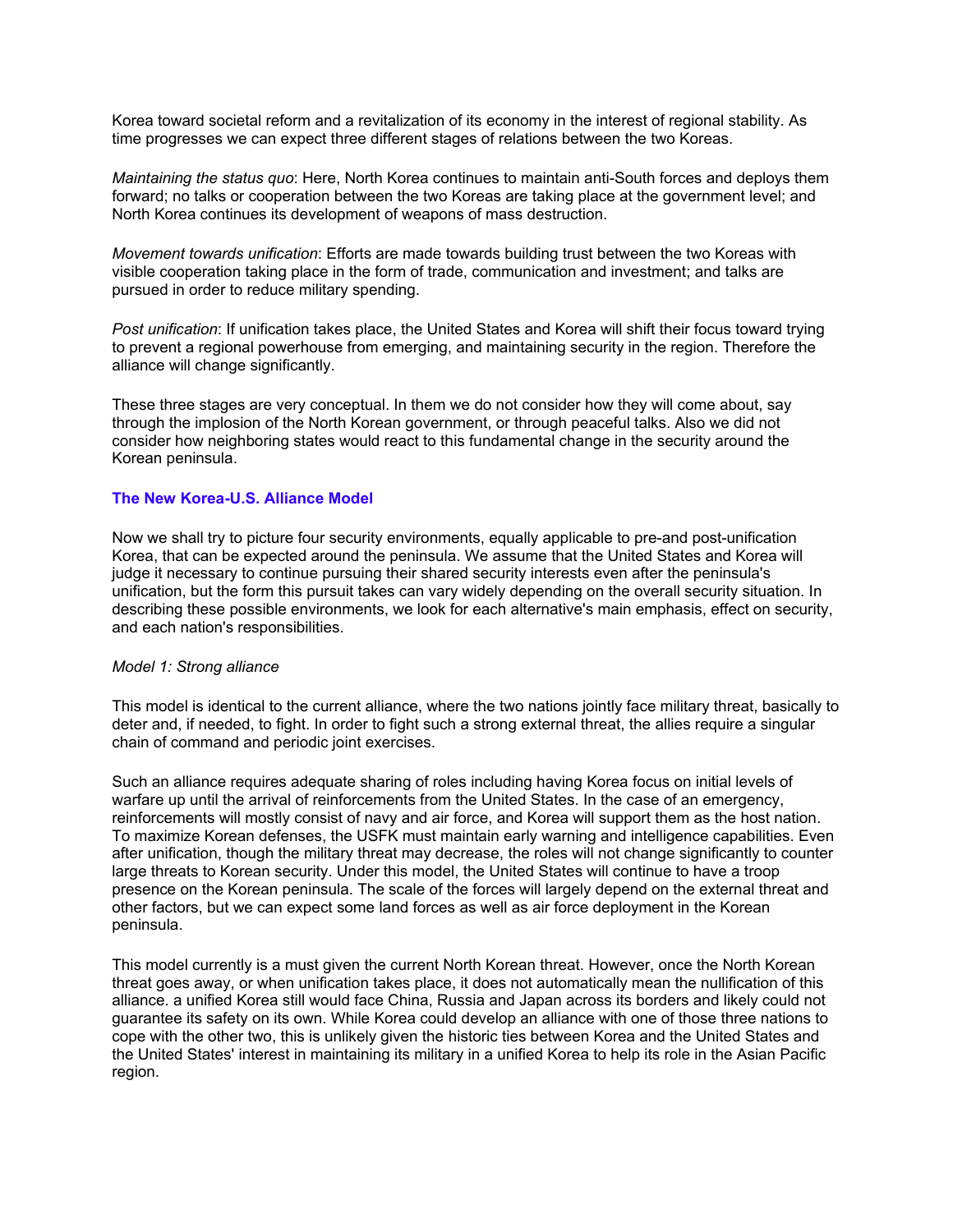Korea toward societal reform and a revitalization of its economy in the interest of regional stability. As time progresses we can expect three different stages of relations between the two Koreas.

*Maintaining the status quo*: Here, North Korea continues to maintain anti-South forces and deploys them forward; no talks or cooperation between the two Koreas are taking place at the government level; and North Korea continues its development of weapons of mass destruction.

*Movement towards unification*: Efforts are made towards building trust between the two Koreas with visible cooperation taking place in the form of trade, communication and investment; and talks are pursued in order to reduce military spending.

*Post unification*: If unification takes place, the United States and Korea will shift their focus toward trying to prevent a regional powerhouse from emerging, and maintaining security in the region. Therefore the alliance will change significantly.

These three stages are very conceptual. In them we do not consider how they will come about, say through the implosion of the North Korean government, or through peaceful talks. Also we did not consider how neighboring states would react to this fundamental change in the security around the Korean peninsula.

### The New Korea-U.S. Alliance Model

Now we shall try to picture four security environments, equally applicable to pre-and post-unification Korea, that can be expected around the peninsula. We assume that the United States and Korea will judge it necessary to continue pursuing their shared security interests even after the peninsula's unification, but the form this pursuit takes can vary widely depending on the overall security situation. In describing these possible environments, we look for each alternative's main emphasis, effect on security, and each nation's responsibilities.

*Model 1: Strong alliance*

This model is identical to the current alliance, where the two nations jointly face military threat, basically to deter and, if needed, to fight. In order to fight such a strong external threat, the allies require a singular chain of command and periodic joint exercises.

Such an alliance requires adequate sharing of roles including having Korea focus on initial levels of warfare up until the arrival of reinforcements from the United States. In the case of an emergency, reinforcements will mostly consist of navy and air force, and Korea will support them as the host nation. To maximize Korean defenses, the USFK must maintain early warning and intelligence capabilities. Even after unification, though the military threat may decrease, the roles will not change significantly to counter large threats to Korean security. Under this model, the United States will continue to have a troop presence on the Korean peninsula. The scale of the forces will largely depend on the external threat and other factors, but we can expect some land forces as well as air force deployment in the Korean peninsula.

This model currently is a must given the current North Korean threat. However, once the North Korean threat goes away, or when unification takes place, it does not automatically mean the nullification of this alliance. a unified Korea still would face China, Russia and Japan across its borders and likely could not guarantee its safety on its own. While Korea could develop an alliance with one of those three nations to cope with the other two, this is unlikely given the historic ties between Korea and the United States and the United States' interest in maintaining its military in a unified Korea to help its role in the Asian Pacific region.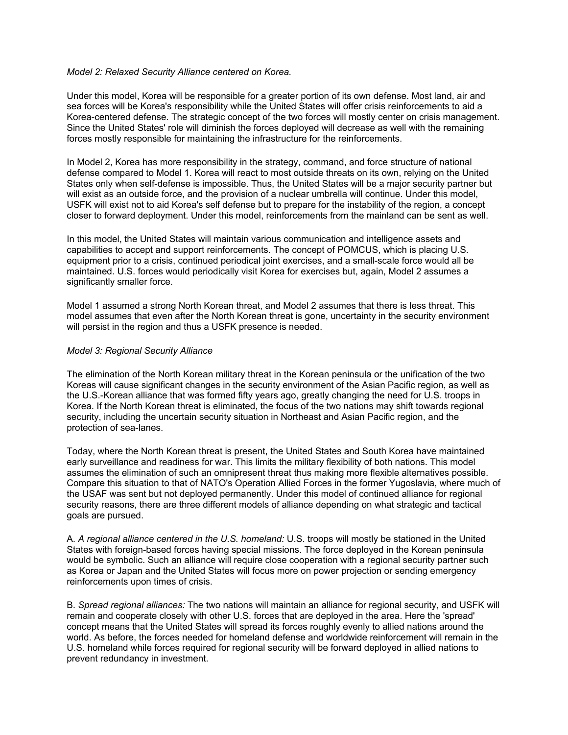*Model 2: Relaxed Security Alliance centered on Korea.*

Under this model, Korea will be responsible for a greater portion of its own defense. Most land, air and sea forces will be Korea's responsibility while the United States will offer crisis reinforcements to aid a Korea-centered defense. The strategic concept of the two forces will mostly center on crisis management. Since the United States' role will diminish the forces deployed will decrease as well with the remaining forces mostly responsible for maintaining the infrastructure for the reinforcements.

In Model 2, Korea has more responsibility in the strategy, command, and force structure of national defense compared to Model 1. Korea will react to most outside threats on its own, relying on the United States only when self-defense is impossible. Thus, the United States will be a major security partner but will exist as an outside force, and the provision of a nuclear umbrella will continue. Under this model, USFK will exist not to aid Korea's self defense but to prepare for the instability of the region, a concept closer to forward deployment. Under this model, reinforcements from the mainland can be sent as well.

In this model, the United States will maintain various communication and intelligence assets and capabilities to accept and support reinforcements. The concept of POMCUS, which is placing U.S. equipment prior to a crisis, continued periodical joint exercises, and a small-scale force would all be maintained. U.S. forces would periodically visit Korea for exercises but, again, Model 2 assumes a significantly smaller force.

Model 1 assumed a strong North Korean threat, and Model 2 assumes that there is less threat. This model assumes that even after the North Korean threat is gone, uncertainty in the security environment will persist in the region and thus a USFK presence is needed.

*Model 3: Regional Security Alliance*

The elimination of the North Korean military threat in the Korean peninsula or the unification of the two Koreas will cause significant changes in the security environment of the Asian Pacific region, as well as the U.S.-Korean alliance that was formed fifty years ago, greatly changing the need for U.S. troops in Korea. If the North Korean threat is eliminated, the focus of the two nations may shift towards regional security, including the uncertain security situation in Northeast and Asian Pacific region, and the protection of sea-lanes.

Today, where the North Korean threat is present, the United States and South Korea have maintained early surveillance and readiness for war. This limits the military flexibility of both nations. This model assumes the elimination of such an omnipresent threat thus making more flexible alternatives possible. Compare this situation to that of NATO's Operation Allied Forces in the former Yugoslavia, where much of the USAF was sent but not deployed permanently. Under this model of continued alliance for regional security reasons, there are three different models of alliance depending on what strategic and tactical goals are pursued.

A. *A regional alliance centered in the U.S. homeland:* U.S. troops will mostly be stationed in the United States with foreign-based forces having special missions. The force deployed in the Korean peninsula would be symbolic. Such an alliance will require close cooperation with a regional security partner such as Korea or Japan and the United States will focus more on power projection or sending emergency reinforcements upon times of crisis.

B. *Spread regional alliances:* The two nations will maintain an alliance for regional security, and USFK will remain and cooperate closely with other U.S. forces that are deployed in the area. Here the 'spread' concept means that the United States will spread its forces roughly evenly to allied nations around the world. As before, the forces needed for homeland defense and worldwide reinforcement will remain in the U.S. homeland while forces required for regional security will be forward deployed in allied nations to prevent redundancy in investment.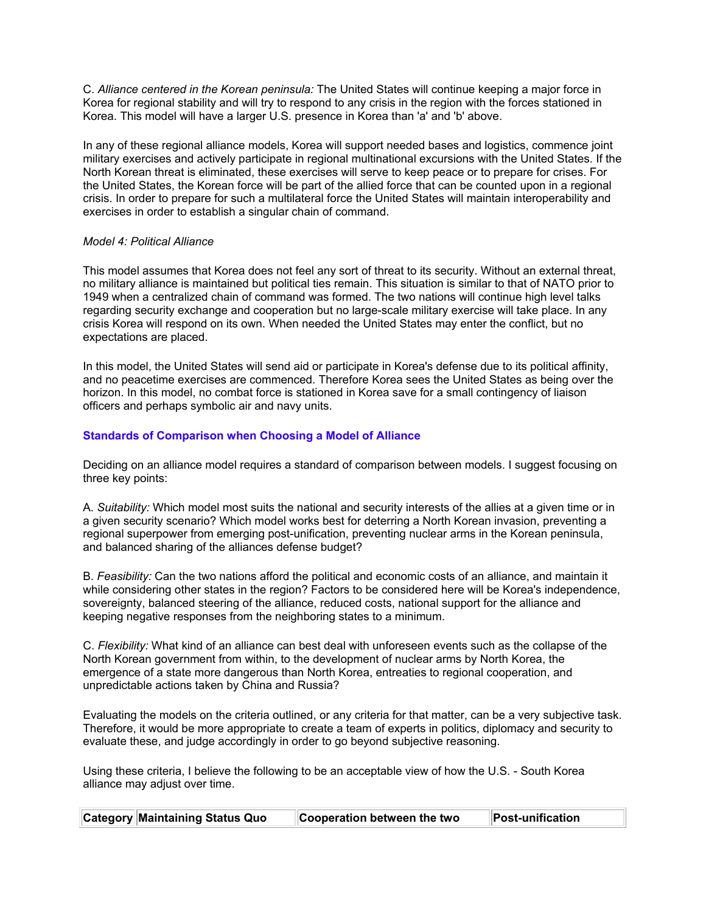C. *Alliance centered in the Korean peninsula:* The United States will continue keeping a major force in Korea for regional stability and will try to respond to any crisis in the region with the forces stationed in Korea. This model will have a larger U.S. presence in Korea than 'a' and 'b' above.

In any of these regional alliance models, Korea will support needed bases and logistics, commence joint military exercises and actively participate in regional multinational excursions with the United States. If the North Korean threat is eliminated, these exercises will serve to keep peace or to prepare for crises. For the United States, the Korean force will be part of the allied force that can be counted upon in a regional crisis. In order to prepare for such a multilateral force the United States will maintain interoperability and exercises in order to establish a singular chain of command.

*Model 4: Political Alliance*

This model assumes that Korea does not feel any sort of threat to its security. Without an external threat, no military alliance is maintained but political ties remain. This situation is similar to that of NATO prior to 1949 when a centralized chain of command was formed. The two nations will continue high level talks regarding security exchange and cooperation but no large-scale military exercise will take place. In any crisis Korea will respond on its own. When needed the United States may enter the conflict, but no expectations are placed.

In this model, the United States will send aid or participate in Korea's defense due to its political affinity, and no peacetime exercises are commenced. Therefore Korea sees the United States as being over the horizon. In this model, no combat force is stationed in Korea save for a small contingency of liaison officers and perhaps symbolic air and navy units.

### Standards of Comparison when Choosing a Model of Alliance

Deciding on an alliance model requires a standard of comparison between models. I suggest focusing on three key points:

A. *Suitability:* Which model most suits the national and security interests of the allies at a given time or in a given security scenario? Which model works best for deterring a North Korean invasion, preventing a regional superpower from emerging post-unification, preventing nuclear arms in the Korean peninsula, and balanced sharing of the alliances defense budget?

B. *Feasibility:* Can the two nations afford the political and economic costs of an alliance, and maintain it while considering other states in the region? Factors to be considered here will be Korea's independence, sovereignty, balanced steering of the alliance, reduced costs, national support for the alliance and keeping negative responses from the neighboring states to a minimum.

C. *Flexibility:* What kind of an alliance can best deal with unforeseen events such as the collapse of the North Korean government from within, to the development of nuclear arms by North Korea, the emergence of a state more dangerous than North Korea, entreaties to regional cooperation, and unpredictable actions taken by China and Russia?

Evaluating the models on the criteria outlined, or any criteria for that matter, can be a very subjective task. Therefore, it would be more appropriate to create a team of experts in politics, diplomacy and security to evaluate these, and judge accordingly in order to go beyond subjective reasoning.

Using these criteria, I believe the following to be an acceptable view of how the U.S. - South Korea alliance may adjust over time.

| Category | Maintaining Status Quo | Cooperation between the two | Post-unification |
|---|---|---|---|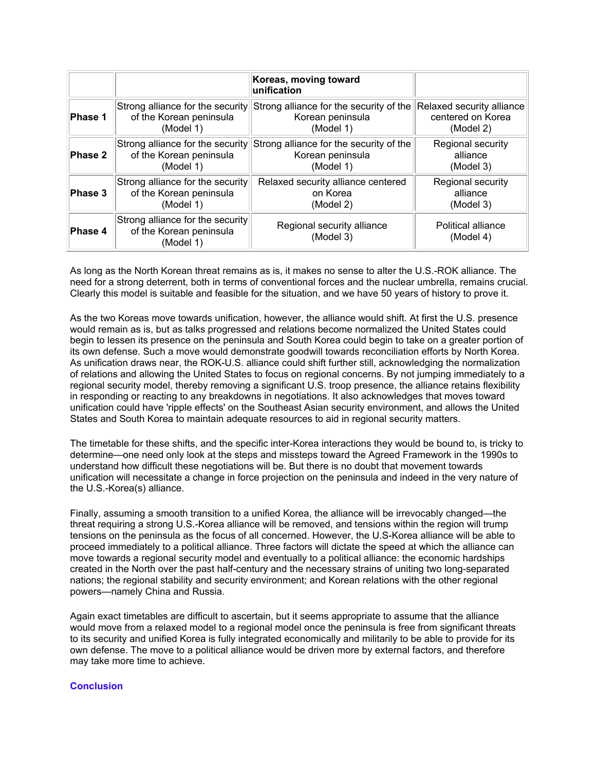| | | Koreas, moving toward unification | |
|---|---|---|---|
| Phase 1 | Strong alliance for the security of the Korean peninsula (Model 1) | Strong alliance for the security of the Korean peninsula (Model 1) | Relaxed security alliance centered on Korea (Model 2) |
| Phase 2 | Strong alliance for the security of the Korean peninsula (Model 1) | Strong alliance for the security of the Korean peninsula (Model 1) | Regional security alliance (Model 3) |
| Phase 3 | Strong alliance for the security of the Korean peninsula (Model 1) | Relaxed security alliance centered on Korea (Model 2) | Regional security alliance (Model 3) |
| Phase 4 | Strong alliance for the security of the Korean peninsula (Model 1) | Regional security alliance (Model 3) | Political alliance (Model 4) |

As long as the North Korean threat remains as is, it makes no sense to alter the U.S.-ROK alliance. The need for a strong deterrent, both in terms of conventional forces and the nuclear umbrella, remains crucial. Clearly this model is suitable and feasible for the situation, and we have 50 years of history to prove it.

As the two Koreas move towards unification, however, the alliance would shift. At first the U.S. presence would remain as is, but as talks progressed and relations become normalized the United States could begin to lessen its presence on the peninsula and South Korea could begin to take on a greater portion of its own defense. Such a move would demonstrate goodwill towards reconciliation efforts by North Korea. As unification draws near, the ROK-U.S. alliance could shift further still, acknowledging the normalization of relations and allowing the United States to focus on regional concerns. By not jumping immediately to a regional security model, thereby removing a significant U.S. troop presence, the alliance retains flexibility in responding or reacting to any breakdowns in negotiations. It also acknowledges that moves toward unification could have 'ripple effects' on the Southeast Asian security environment, and allows the United States and South Korea to maintain adequate resources to aid in regional security matters.

The timetable for these shifts, and the specific inter-Korea interactions they would be bound to, is tricky to determine—one need only look at the steps and missteps toward the Agreed Framework in the 1990s to understand how difficult these negotiations will be. But there is no doubt that movement towards unification will necessitate a change in force projection on the peninsula and indeed in the very nature of the U.S.-Korea(s) alliance.

Finally, assuming a smooth transition to a unified Korea, the alliance will be irrevocably changed—the threat requiring a strong U.S.-Korea alliance will be removed, and tensions within the region will trump tensions on the peninsula as the focus of all concerned. However, the U.S-Korea alliance will be able to proceed immediately to a political alliance. Three factors will dictate the speed at which the alliance can move towards a regional security model and eventually to a political alliance: the economic hardships created in the North over the past half-century and the necessary strains of uniting two long-separated nations; the regional stability and security environment; and Korean relations with the other regional powers—namely China and Russia.

Again exact timetables are difficult to ascertain, but it seems appropriate to assume that the alliance would move from a relaxed model to a regional model once the peninsula is free from significant threats to its security and unified Korea is fully integrated economically and militarily to be able to provide for its own defense. The move to a political alliance would be driven more by external factors, and therefore may take more time to achieve.

## Conclusion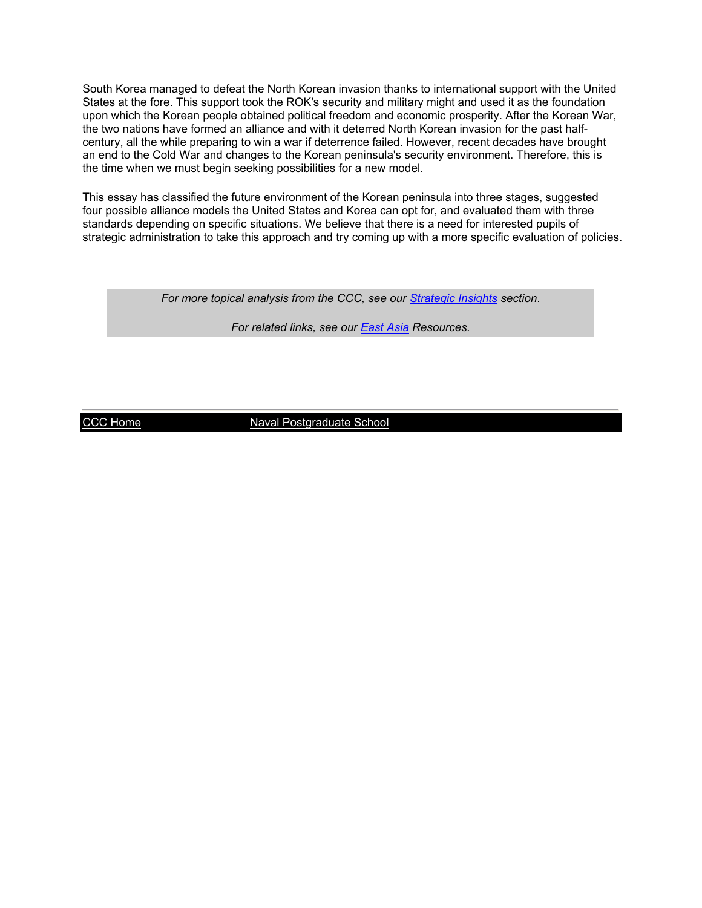South Korea managed to defeat the North Korean invasion thanks to international support with the United States at the fore. This support took the ROK's security and military might and used it as the foundation upon which the Korean people obtained political freedom and economic prosperity. After the Korean War, the two nations have formed an alliance and with it deterred North Korean invasion for the past half-century, all the while preparing to win a war if deterrence failed. However, recent decades have brought an end to the Cold War and changes to the Korean peninsula's security environment. Therefore, this is the time when we must begin seeking possibilities for a new model.

This essay has classified the future environment of the Korean peninsula into three stages, suggested four possible alliance models the United States and Korea can opt for, and evaluated them with three standards depending on specific situations. We believe that there is a need for interested pupils of strategic administration to take this approach and try coming up with a more specific evaluation of policies.

*For more topical analysis from the CCC, see our Strategic Insights section.*

*For related links, see our East Asia Resources.*

CCC Home | Naval Postgraduate School